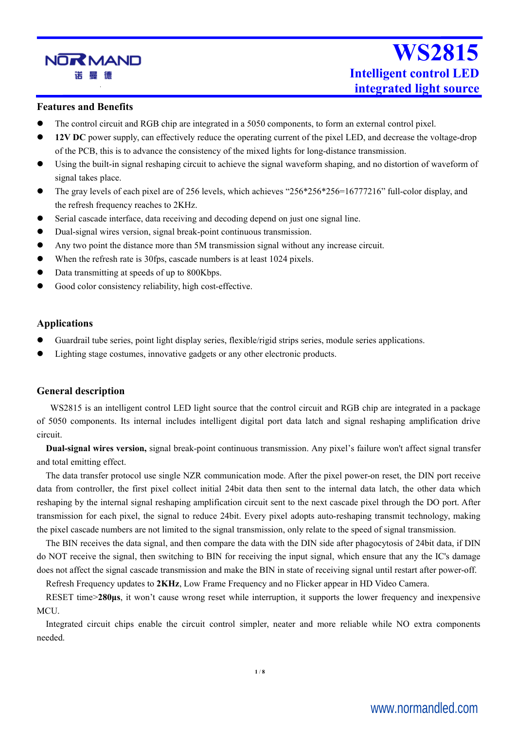# WS2815

## Intelligent control LED integrated light source

### Features and Benefits

- The control circuit and RGB chip are integrated in a 5050 components, to form an external control pixel.
- **12V DC** power supply, can effectively reduce the operating current of the pixel LED, and decrease the voltage-drop of the PCB, this is to advance the consistency of the mixed lights for long-distance transmission.
- Using the built-in signal reshaping circuit to achieve the signal waveform shaping, and no distortion of waveform of signal takes place.
- The gray levels of each pixel are of 256 levels, which achieves "256*256*256=16777216" full-color display, and the refresh frequency reaches to 2KHz.
- Serial cascade interface, data receiving and decoding depend on just one signal line.
- Dual-signal wires version, signal break-point continuous transmission.
- Any two point the distance more than 5M transmission signal without any increase circuit.
- When the refresh rate is 30fps, cascade numbers is at least 1024 pixels.
- Data transmitting at speeds of up to 800Kbps.
- Good color consistency reliability, high cost-effective.

### Applications

- Guardrail tube series, point light display series, flexible/rigid strips series, module series applications.
- Lighting stage costumes, innovative gadgets or any other electronic products.

### General description

WS2815 is an intelligent control LED light source that the control circuit and RGB chip are integrated in a package of 5050 components. Its internal includes intelligent digital port data latch and signal reshaping amplification drive circuit.

**Dual-signal wires version,** signal break-point continuous transmission. Any pixel's failure won't affect signal transfer and total emitting effect.

The data transfer protocol use single NZR communication mode. After the pixel power-on reset, the DIN port receive data from controller, the first pixel collect initial 24bit data then sent to the internal data latch, the other data which reshaping by the internal signal reshaping amplification circuit sent to the next cascade pixel through the DO port. After transmission for each pixel, the signal to reduce 24bit. Every pixel adopts auto-reshaping transmit technology, making the pixel cascade numbers are not limited to the signal transmission, only relate to the speed of signal transmission.

The BIN receives the data signal, and then compare the data with the DIN side after phagocytosis of 24bit data, if DIN do NOT receive the signal, then switching to BIN for receiving the input signal, which ensure that any the IC's damage does not affect the signal cascade transmission and make the BIN in state of receiving signal until restart after power-off.

Refresh Frequency updates to **2KHz**, Low Frame Frequency and no Flicker appear in HD Video Camera.

RESET time>**280μs**, it won't cause wrong reset while interruption, it supports the lower frequency and inexpensive MCU.

Integrated circuit chips enable the circuit control simpler, neater and more reliable while NO extra components needed.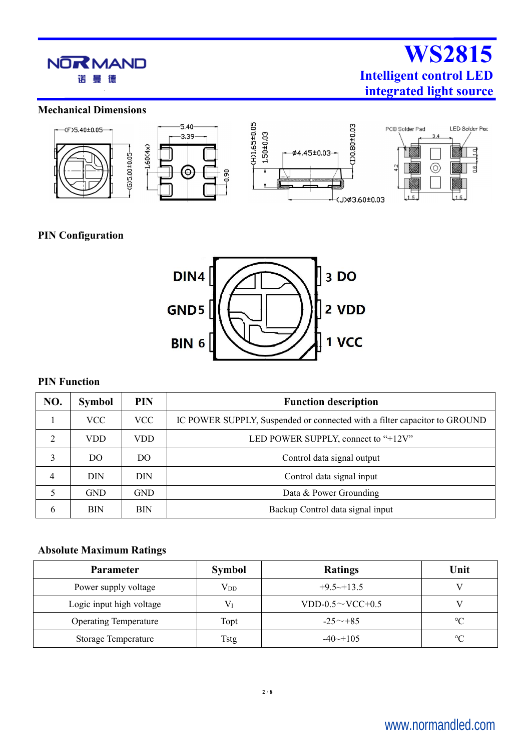## Mechanical Dimensions

## PIN Configuration

## PIN Function

| NO. | Symbol | PIN | Function description |
|---|---|---|---|
| 1 | VCC | VCC | IC POWER SUPPLY, Suspended or connected with a filter capacitor to GROUND |
| 2 | VDD | VDD | LED POWER SUPPLY, connect to "+12V" |
| 3 | DO | DO | Control data signal output |
| 4 | DIN | DIN | Control data signal input |
| 5 | GND | GND | Data & Power Grounding |
| 6 | BIN | BIN | Backup Control data signal input |

## Absolute Maximum Ratings

| Parameter | Symbol | Ratings | Unit |
|---|---|---|---|
| Power supply voltage | $V_{DD}$ | +9.5~+13.5 | V |
| Logic input high voltage | $V_I$ | VDD-0.5～VCC+0.5 | V |
| Operating Temperature | Topt | -25～+85 | ℃ |
| Storage Temperature | Tstg | -40~+105 | ℃ |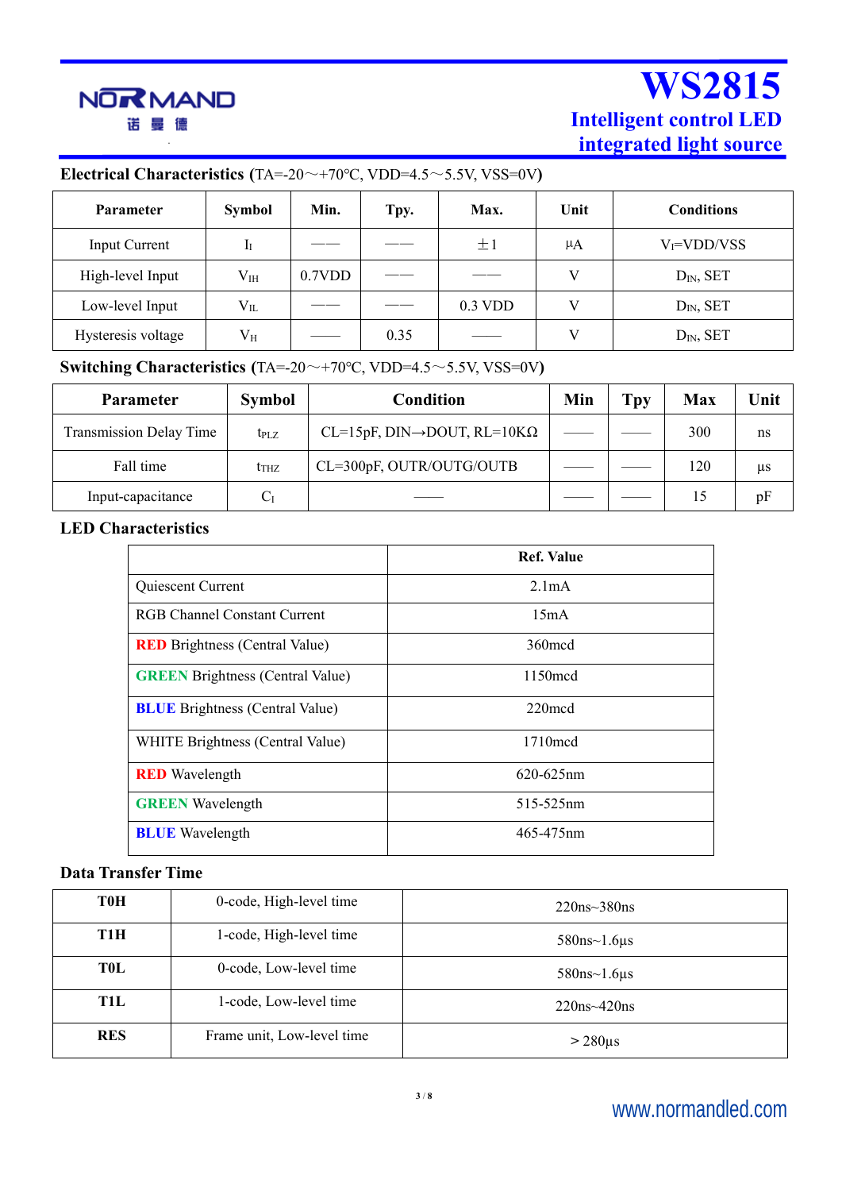## Electrical Characteristics (TA=-20～+70℃, VDD=4.5～5.5V, VSS=0V)

| Parameter | Symbol | Min. | Tpy. | Max. | Unit | Conditions |
|---|---|---|---|---|---|---|
| Input Current | $I_I$ | —— | —— | ±1 | μA | $V_I$=VDD/VSS |
| High-level Input | $V_{IH}$ | 0.7VDD | —— | —— | V | $D_{IN}$, SET |
| Low-level Input | $V_{IL}$ | —— | —— | 0.3 VDD | V | $D_{IN}$, SET |
| Hysteresis voltage | $V_H$ | —— | 0.35 | —— | V | $D_{IN}$, SET |

## Switching Characteristics (TA=-20～+70℃, VDD=4.5～5.5V, VSS=0V)

| Parameter | Symbol | Condition | Min | Tpy | Max | Unit |
|---|---|---|---|---|---|---|
| Transmission Delay Time | $t_{PLZ}$ | CL=15pF, DIN→DOUT, RL=10KΩ | —— | —— | 300 | ns |
| Fall time | $t_{THZ}$ | CL=300pF, OUTR/OUTG/OUTB | —— | —— | 120 | μs |
| Input-capacitance | $C_I$ | —— | —— | —— | 15 | pF |

## LED Characteristics

| | Ref. Value |
|---|---|
| Quiescent Current | 2.1mA |
| RGB Channel Constant Current | 15mA |
| **RED** Brightness (Central Value) | 360mcd |
| **GREEN** Brightness (Central Value) | 1150mcd |
| **BLUE** Brightness (Central Value) | 220mcd |
| WHITE Brightness (Central Value) | 1710mcd |
| **RED** Wavelength | 620-625nm |
| **GREEN** Wavelength | 515-525nm |
| **BLUE** Wavelength | 465-475nm |

## Data Transfer Time

| | | |
|---|---|---|
| **T0H** | 0-code, High-level time | 220ns~380ns |
| **T1H** | 1-code, High-level time | 580ns~1.6μs |
| **T0L** | 0-code, Low-level time | 580ns~1.6μs |
| **T1L** | 1-code, Low-level time | 220ns~420ns |
| **RES** | Frame unit, Low-level time | > 280μs |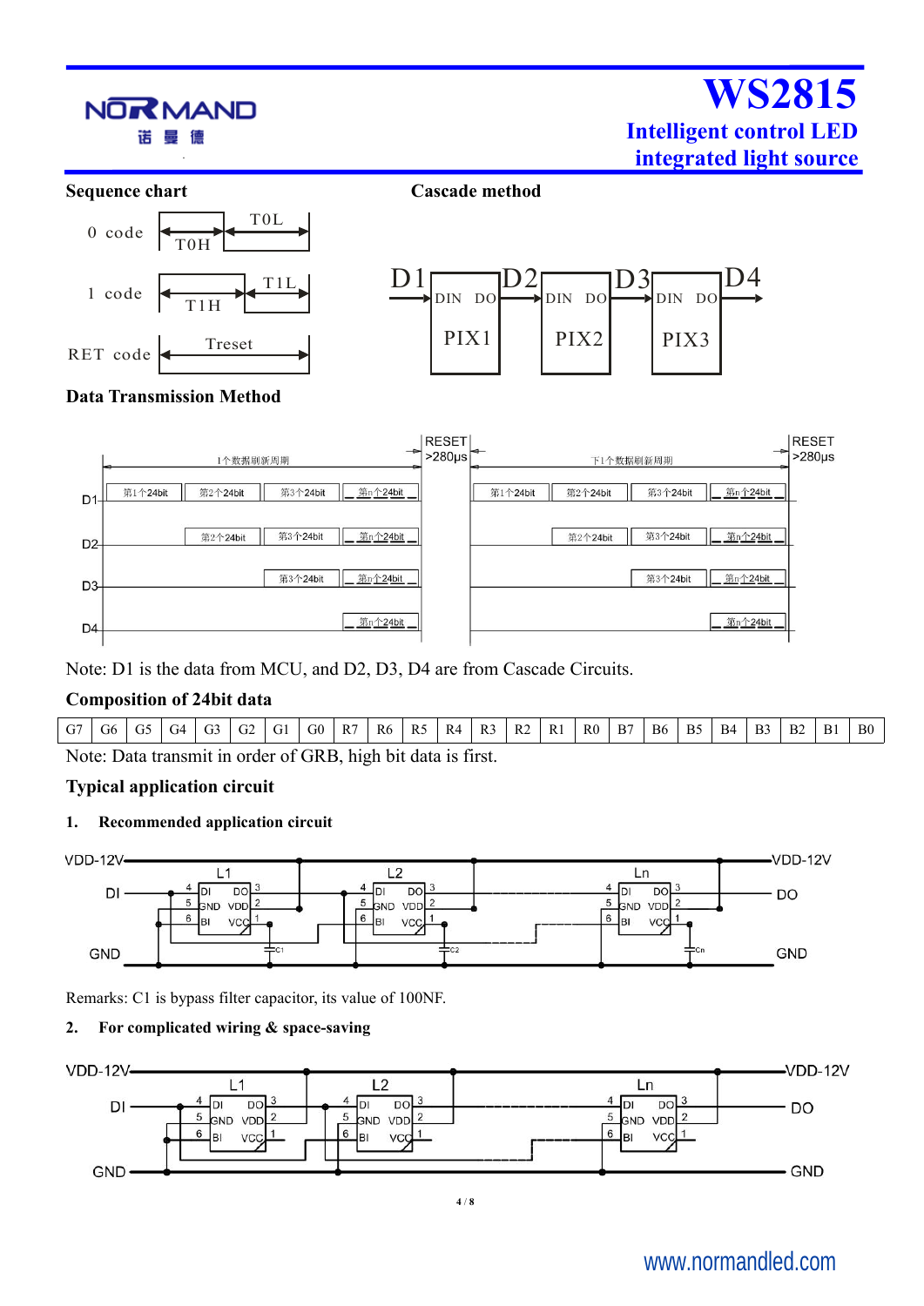## Sequence chart

## Cascade method

## Data Transmission Method

Note: D1 is the data from MCU, and D2, D3, D4 are from Cascade Circuits.

## Composition of 24bit data

| G7 | G6 | G5 | G4 | G3 | G2 | G1 | G0 | R7 | R6 | R5 | R4 | R3 | R2 | R1 | R0 | B7 | B6 | B5 | B4 | B3 | B2 | B1 | B0 |
|---|---|---|---|---|---|---|---|---|---|---|---|---|---|---|---|---|---|---|---|---|---|---|---|

Note: Data transmit in order of GRB, high bit data is first.

## Typical application circuit

**1. Recommended application circuit**

Remarks: C1 is bypass filter capacitor, its value of 100NF.

**2. For complicated wiring & space-saving**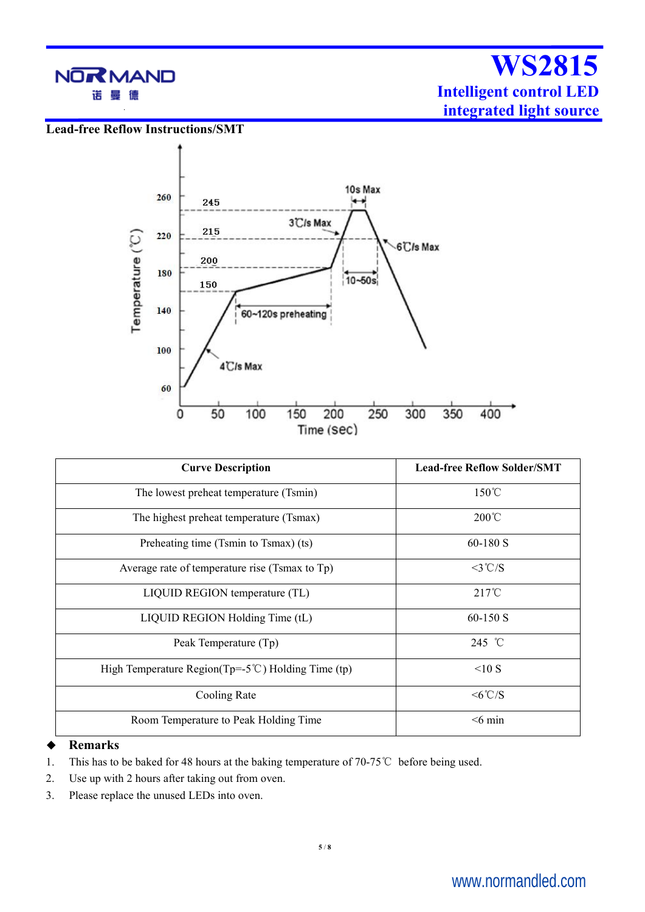## Lead-free Reflow Instructions/SMT

| Curve Description | Lead-free Reflow Solder/SMT |
|---|---|
| The lowest preheat temperature (Tsmin) | 150℃ |
| The highest preheat temperature (Tsmax) | 200℃ |
| Preheating time (Tsmin to Tsmax) (ts) | 60-180 S |
| Average rate of temperature rise (Tsmax to Tp) | <3℃/S |
| LIQUID REGION temperature (TL) | 217℃ |
| LIQUID REGION Holding Time (tL) | 60-150 S |
| Peak Temperature (Tp) | 245 ℃ |
| High Temperature Region(Tp=-5℃) Holding Time (tp) | <10 S |
| Cooling Rate | <6℃/S |
| Room Temperature to Peak Holding Time | <6 min |

◆ **Remarks**

1. This has to be baked for 48 hours at the baking temperature of 70-75℃ before being used.
2. Use up with 2 hours after taking out from oven.
3. Please replace the unused LEDs into oven.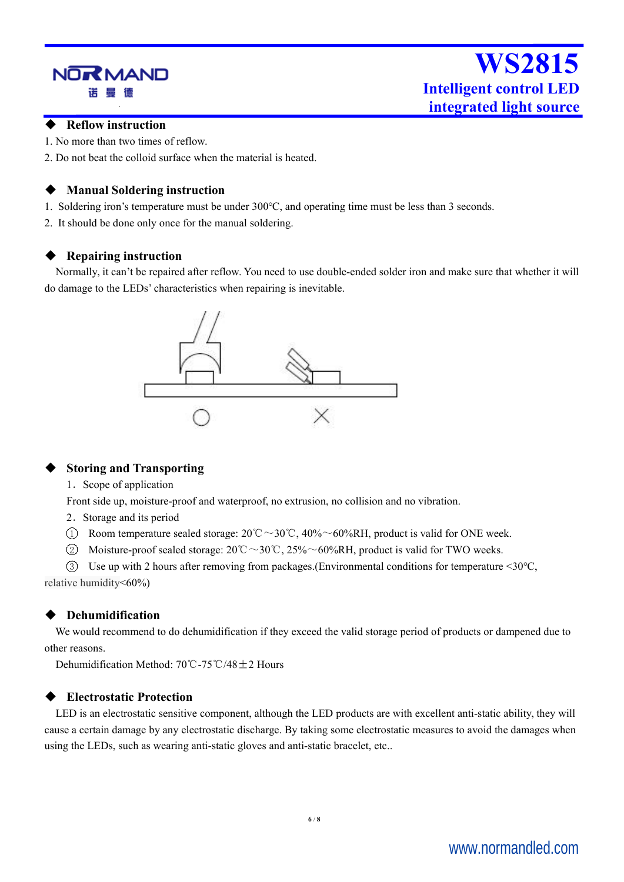## Reflow instruction

1. No more than two times of reflow.
2. Do not beat the colloid surface when the material is heated.

## Manual Soldering instruction

1. Soldering iron's temperature must be under 300°C, and operating time must be less than 3 seconds.
2. It should be done only once for the manual soldering.

## Repairing instruction

Normally, it can't be repaired after reflow. You need to use double-ended solder iron and make sure that whether it will do damage to the LEDs' characteristics when repairing is inevitable.

## Storing and Transporting

1．Scope of application

Front side up, moisture-proof and waterproof, no extrusion, no collision and no vibration.

2．Storage and its period

① Room temperature sealed storage: 20℃～30℃, 40%～60%RH, product is valid for ONE week.

② Moisture-proof sealed storage: 20℃～30℃, 25%～60%RH, product is valid for TWO weeks.

③ Use up with 2 hours after removing from packages.(Environmental conditions for temperature <30°C, relative humidity<60%)

## Dehumidification

We would recommend to do dehumidification if they exceed the valid storage period of products or dampened due to other reasons.

Dehumidification Method: 70℃-75℃/48±2 Hours

## Electrostatic Protection

LED is an electrostatic sensitive component, although the LED products are with excellent anti-static ability, they will cause a certain damage by any electrostatic discharge. By taking some electrostatic measures to avoid the damages when using the LEDs, such as wearing anti-static gloves and anti-static bracelet, etc..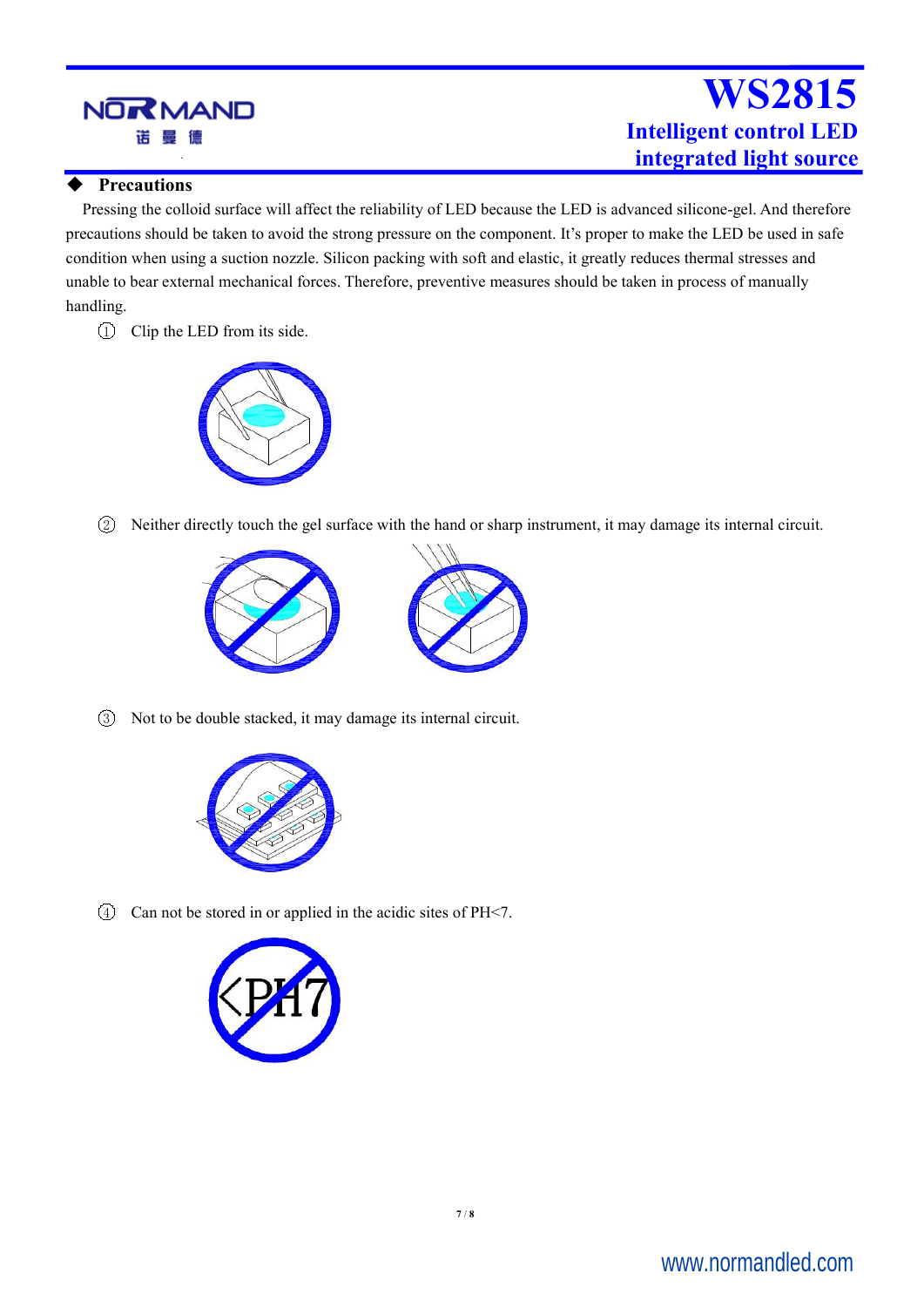## Precautions

Pressing the colloid surface will affect the reliability of LED because the LED is advanced silicone-gel. And therefore precautions should be taken to avoid the strong pressure on the component. It's proper to make the LED be used in safe condition when using a suction nozzle. Silicon packing with soft and elastic, it greatly reduces thermal stresses and unable to bear external mechanical forces. Therefore, preventive measures should be taken in process of manually handling.

① Clip the LED from its side.

② Neither directly touch the gel surface with the hand or sharp instrument, it may damage its internal circuit.

③ Not to be double stacked, it may damage its internal circuit.

④ Can not be stored in or applied in the acidic sites of PH<7.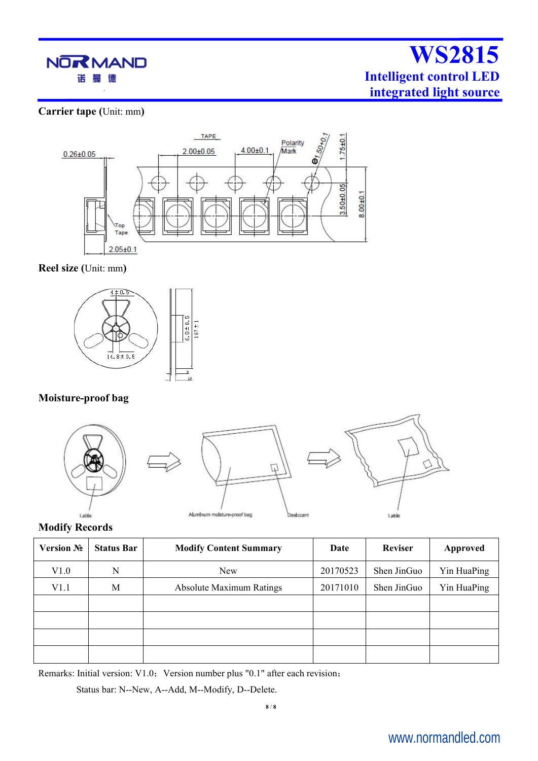## Carrier tape (Unit: mm)

TAPE
0.26±0.05
2.00±0.05
4.00±0.1
Polarity Mark
Ø1.50+0.1
1.75±0.1
3.50±0.05
8.00±0.1
Top Tape
2.05±0.1

## Reel size (Unit: mm)

4±0.5
14.8±0.5
6.0±0.5
187±1
9
12

## Moisture-proof bag

Lable
Aluminum moisture-proof bag
Desiccant
Lable

## Modify Records

| Version № | Status Bar | Modify Content Summary | Date | Reviser | Approved |
|---|---|---|---|---|---|
| V1.0 | N | New | 20170523 | Shen JinGuo | Yin HuaPing |
| V1.1 | M | Absolute Maximum Ratings | 20171010 | Shen JinGuo | Yin HuaPing |
| | | | | | |
| | | | | | |
| | | | | | |
| | | | | | |

Remarks: Initial version: V1.0; Version number plus "0.1" after each revision;

Status bar: N--New, A--Add, M--Modify, D--Delete.